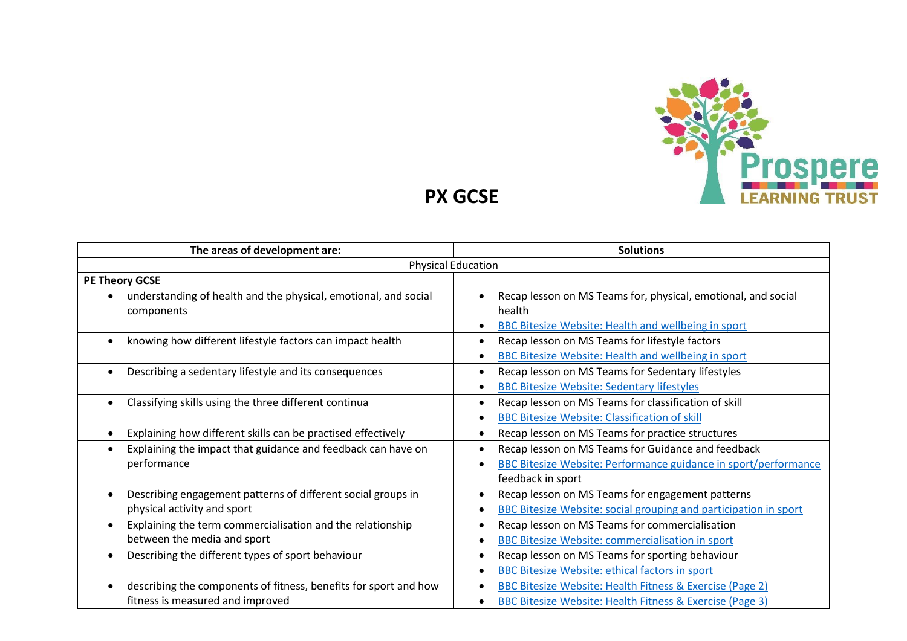# PX GCSE

| The areas of development are: | Solutions |
|---|---|
| Physical Education | |
| **PE Theory GCSE** | |
| • understanding of health and the physical, emotional, and social components | • Recap lesson on MS Teams for, physical, emotional, and social health<br>• BBC Bitesize Website: Health and wellbeing in sport |
| • knowing how different lifestyle factors can impact health | • Recap lesson on MS Teams for lifestyle factors<br>• BBC Bitesize Website: Health and wellbeing in sport |
| • Describing a sedentary lifestyle and its consequences | • Recap lesson on MS Teams for Sedentary lifestyles<br>• BBC Bitesize Website: Sedentary lifestyles |
| • Classifying skills using the three different continua | • Recap lesson on MS Teams for classification of skill<br>• BBC Bitesize Website: Classification of skill |
| • Explaining how different skills can be practised effectively | • Recap lesson on MS Teams for practice structures |
| • Explaining the impact that guidance and feedback can have on performance | • Recap lesson on MS Teams for Guidance and feedback<br>• BBC Bitesize Website: Performance guidance in sport/performance feedback in sport |
| • Describing engagement patterns of different social groups in physical activity and sport | • Recap lesson on MS Teams for engagement patterns<br>• BBC Bitesize Website: social grouping and participation in sport |
| • Explaining the term commercialisation and the relationship between the media and sport | • Recap lesson on MS Teams for commercialisation<br>• BBC Bitesize Website: commercialisation in sport |
| • Describing the different types of sport behaviour | • Recap lesson on MS Teams for sporting behaviour<br>• BBC Bitesize Website: ethical factors in sport |
| • describing the components of fitness, benefits for sport and how fitness is measured and improved | • BBC Bitesize Website: Health Fitness & Exercise (Page 2)<br>• BBC Bitesize Website: Health Fitness & Exercise (Page 3) |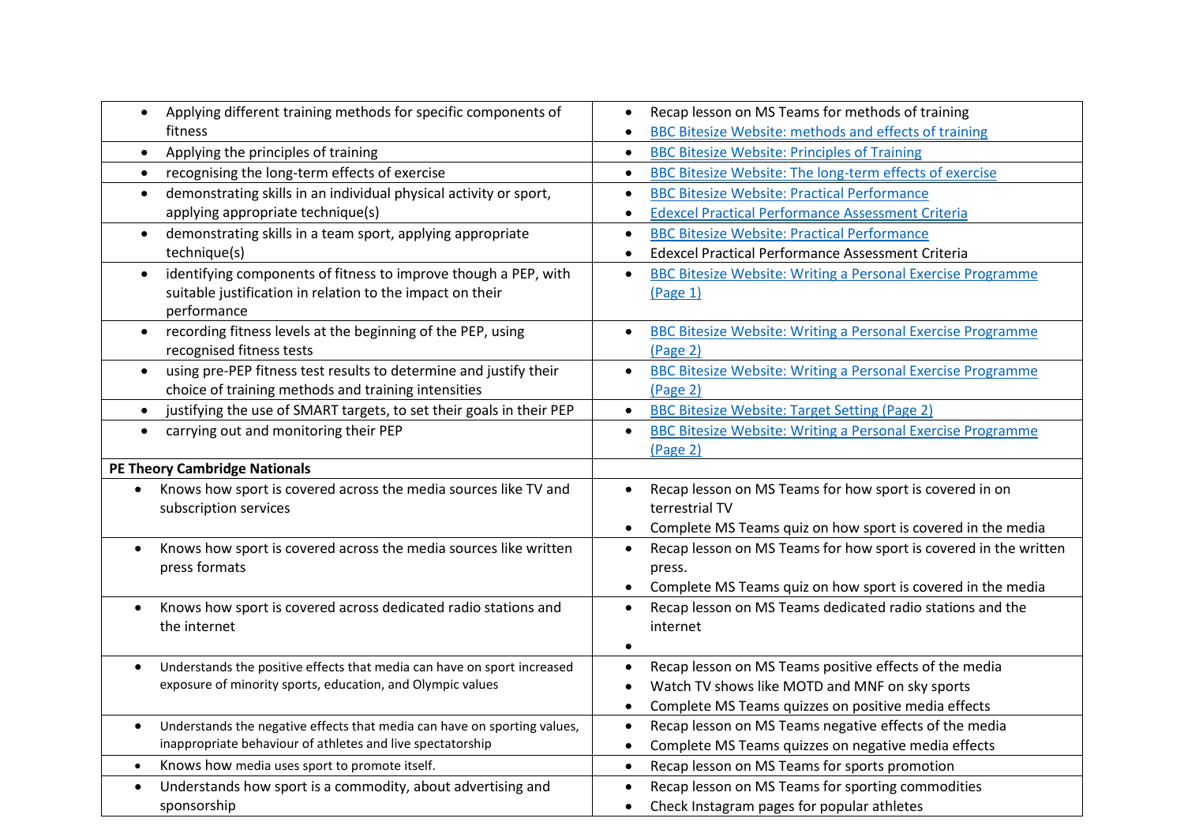| | |
|---|---|
| • Applying different training methods for specific components of fitness | • Recap lesson on MS Teams for methods of training<br>• BBC Bitesize Website: methods and effects of training |
| • Applying the principles of training | • BBC Bitesize Website: Principles of Training |
| • recognising the long-term effects of exercise | • BBC Bitesize Website: The long-term effects of exercise |
| • demonstrating skills in an individual physical activity or sport, applying appropriate technique(s) | • BBC Bitesize Website: Practical Performance<br>• Edexcel Practical Performance Assessment Criteria |
| • demonstrating skills in a team sport, applying appropriate technique(s) | • BBC Bitesize Website: Practical Performance<br>• Edexcel Practical Performance Assessment Criteria |
| • identifying components of fitness to improve though a PEP, with suitable justification in relation to the impact on their performance | • BBC Bitesize Website: Writing a Personal Exercise Programme (Page 1) |
| • recording fitness levels at the beginning of the PEP, using recognised fitness tests | • BBC Bitesize Website: Writing a Personal Exercise Programme (Page 2) |
| • using pre-PEP fitness test results to determine and justify their choice of training methods and training intensities | • BBC Bitesize Website: Writing a Personal Exercise Programme (Page 2) |
| • justifying the use of SMART targets, to set their goals in their PEP | • BBC Bitesize Website: Target Setting (Page 2) |
| • carrying out and monitoring their PEP | • BBC Bitesize Website: Writing a Personal Exercise Programme (Page 2) |
| **PE Theory Cambridge Nationals** | |
| • Knows how sport is covered across the media sources like TV and subscription services | • Recap lesson on MS Teams for how sport is covered in on terrestrial TV<br>• Complete MS Teams quiz on how sport is covered in the media |
| • Knows how sport is covered across the media sources like written press formats | • Recap lesson on MS Teams for how sport is covered in the written press.<br>• Complete MS Teams quiz on how sport is covered in the media |
| • Knows how sport is covered across dedicated radio stations and the internet | • Recap lesson on MS Teams dedicated radio stations and the internet<br>• |
| • Understands the positive effects that media can have on sport increased exposure of minority sports, education, and Olympic values | • Recap lesson on MS Teams positive effects of the media<br>• Watch TV shows like MOTD and MNF on sky sports<br>• Complete MS Teams quizzes on positive media effects |
| • Understands the negative effects that media can have on sporting values, inappropriate behaviour of athletes and live spectatorship | • Recap lesson on MS Teams negative effects of the media<br>• Complete MS Teams quizzes on negative media effects |
| • Knows how media uses sport to promote itself. | • Recap lesson on MS Teams for sports promotion |
| • Understands how sport is a commodity, about advertising and sponsorship | • Recap lesson on MS Teams for sporting commodities<br>• Check Instagram pages for popular athletes |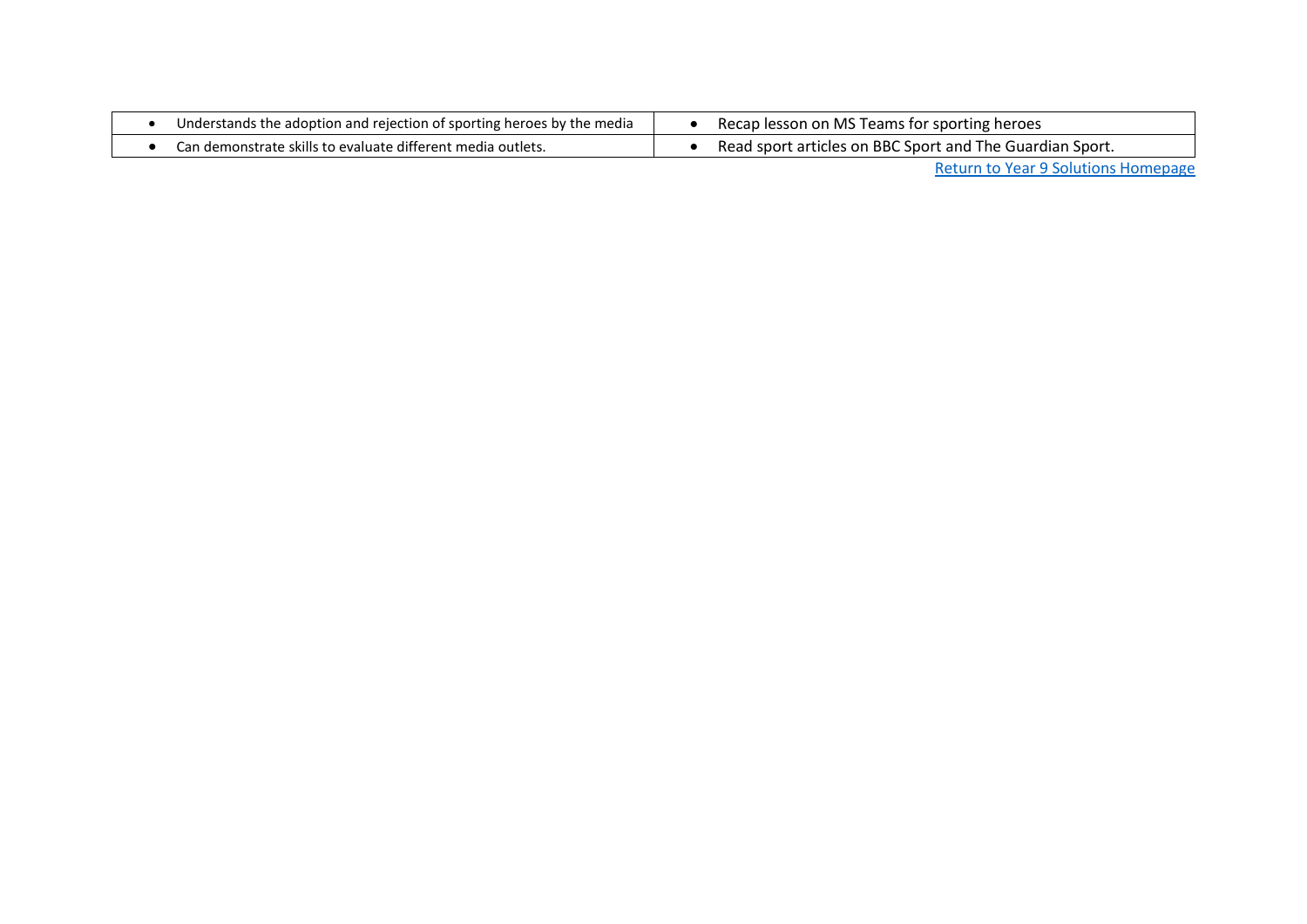| | |
|---|---|
| • Understands the adoption and rejection of sporting heroes by the media | • Recap lesson on MS Teams for sporting heroes |
| • Can demonstrate skills to evaluate different media outlets. | • Read sport articles on BBC Sport and The Guardian Sport. |

Return to Year 9 Solutions Homepage